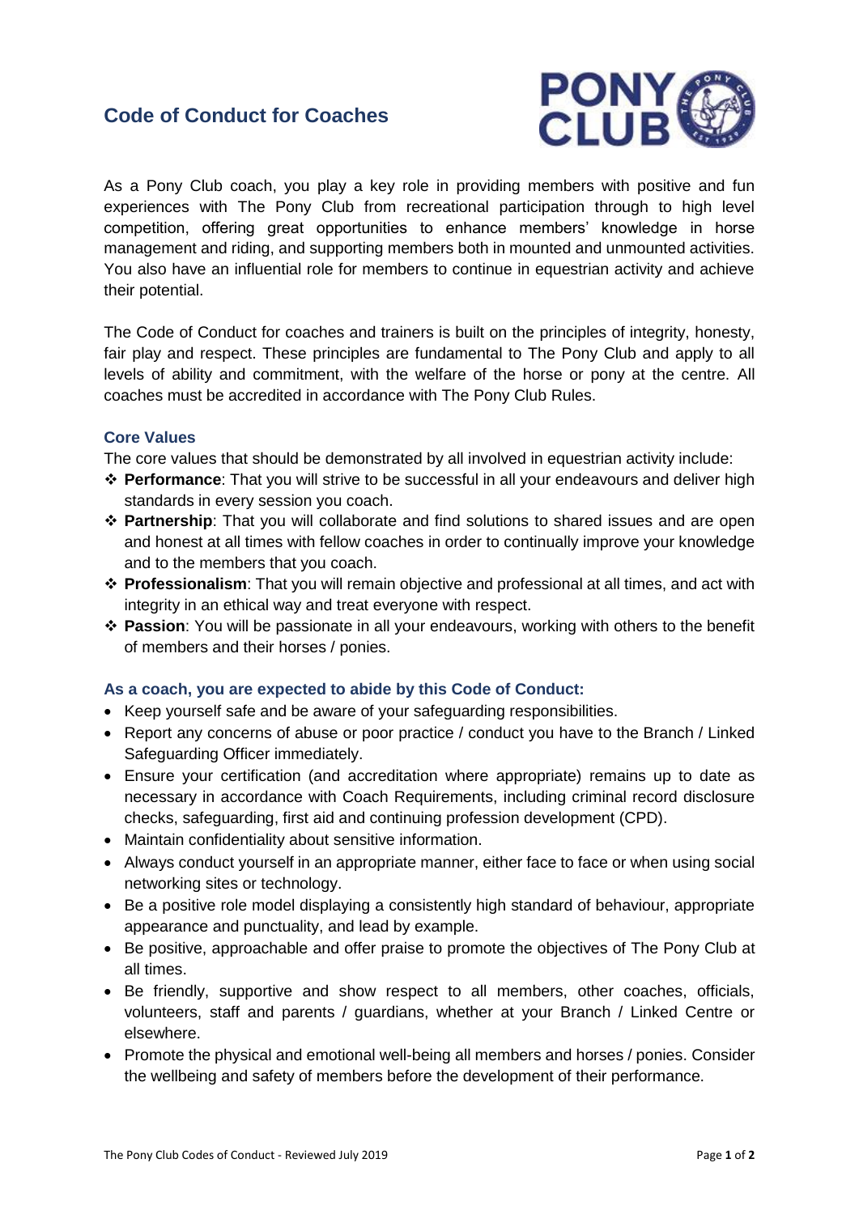# Code of Conduct for Coaches

As a Pony Club coach, you play a key role in providing members with positive and fun experiences with The Pony Club from recreational participation through to high level competition, offering great opportunities to enhance members' knowledge in horse management and riding, and supporting members both in mounted and unmounted activities. You also have an influential role for members to continue in equestrian activity and achieve their potential.

The Code of Conduct for coaches and trainers is built on the principles of integrity, honesty, fair play and respect. These principles are fundamental to The Pony Club and apply to all levels of ability and commitment, with the welfare of the horse or pony at the centre. All coaches must be accredited in accordance with The Pony Club Rules.

## Core Values

The core values that should be demonstrated by all involved in equestrian activity include:

- **Performance**: That you will strive to be successful in all your endeavours and deliver high standards in every session you coach.
- **Partnership**: That you will collaborate and find solutions to shared issues and are open and honest at all times with fellow coaches in order to continually improve your knowledge and to the members that you coach.
- **Professionalism**: That you will remain objective and professional at all times, and act with integrity in an ethical way and treat everyone with respect.
- **Passion**: You will be passionate in all your endeavours, working with others to the benefit of members and their horses / ponies.

## As a coach, you are expected to abide by this Code of Conduct:

- Keep yourself safe and be aware of your safeguarding responsibilities.
- Report any concerns of abuse or poor practice / conduct you have to the Branch / Linked Safeguarding Officer immediately.
- Ensure your certification (and accreditation where appropriate) remains up to date as necessary in accordance with Coach Requirements, including criminal record disclosure checks, safeguarding, first aid and continuing profession development (CPD).
- Maintain confidentiality about sensitive information.
- Always conduct yourself in an appropriate manner, either face to face or when using social networking sites or technology.
- Be a positive role model displaying a consistently high standard of behaviour, appropriate appearance and punctuality, and lead by example.
- Be positive, approachable and offer praise to promote the objectives of The Pony Club at all times.
- Be friendly, supportive and show respect to all members, other coaches, officials, volunteers, staff and parents / guardians, whether at your Branch / Linked Centre or elsewhere.
- Promote the physical and emotional well-being all members and horses / ponies. Consider the wellbeing and safety of members before the development of their performance.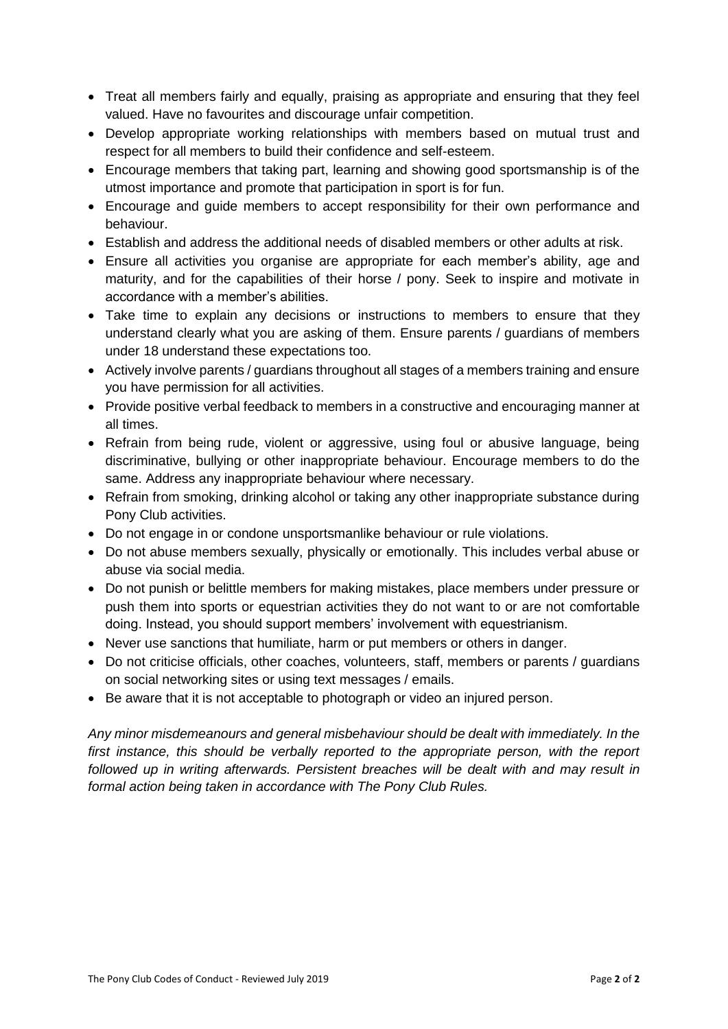- Treat all members fairly and equally, praising as appropriate and ensuring that they feel valued. Have no favourites and discourage unfair competition.
- Develop appropriate working relationships with members based on mutual trust and respect for all members to build their confidence and self-esteem.
- Encourage members that taking part, learning and showing good sportsmanship is of the utmost importance and promote that participation in sport is for fun.
- Encourage and guide members to accept responsibility for their own performance and behaviour.
- Establish and address the additional needs of disabled members or other adults at risk.
- Ensure all activities you organise are appropriate for each member's ability, age and maturity, and for the capabilities of their horse / pony. Seek to inspire and motivate in accordance with a member's abilities.
- Take time to explain any decisions or instructions to members to ensure that they understand clearly what you are asking of them. Ensure parents / guardians of members under 18 understand these expectations too.
- Actively involve parents / guardians throughout all stages of a members training and ensure you have permission for all activities.
- Provide positive verbal feedback to members in a constructive and encouraging manner at all times.
- Refrain from being rude, violent or aggressive, using foul or abusive language, being discriminative, bullying or other inappropriate behaviour. Encourage members to do the same. Address any inappropriate behaviour where necessary.
- Refrain from smoking, drinking alcohol or taking any other inappropriate substance during Pony Club activities.
- Do not engage in or condone unsportsmanlike behaviour or rule violations.
- Do not abuse members sexually, physically or emotionally. This includes verbal abuse or abuse via social media.
- Do not punish or belittle members for making mistakes, place members under pressure or push them into sports or equestrian activities they do not want to or are not comfortable doing. Instead, you should support members' involvement with equestrianism.
- Never use sanctions that humiliate, harm or put members or others in danger.
- Do not criticise officials, other coaches, volunteers, staff, members or parents / guardians on social networking sites or using text messages / emails.
- Be aware that it is not acceptable to photograph or video an injured person.

*Any minor misdemeanours and general misbehaviour should be dealt with immediately. In the first instance, this should be verbally reported to the appropriate person, with the report followed up in writing afterwards. Persistent breaches will be dealt with and may result in formal action being taken in accordance with The Pony Club Rules.*